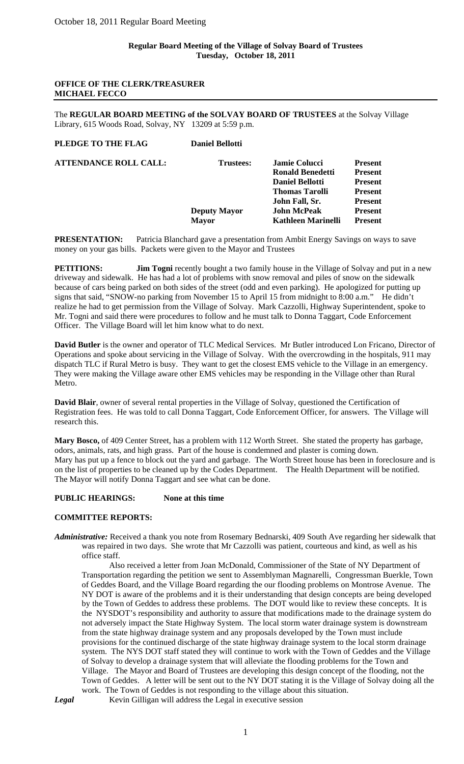**Regular Board Meeting of the Village of Solvay Board of Trustees**
**Tuesday, October 18, 2011**

**OFFICE OF THE CLERK/TREASURER**
**MICHAEL FECCO**

---

The **REGULAR BOARD MEETING of the SOLVAY BOARD OF TRUSTEES** at the Solvay Village Library, 615 Woods Road, Solvay, NY 13209 at 5:59 p.m.

**PLEDGE TO THE FLAG** **Daniel Bellotti**

| **ATTENDANCE ROLL CALL:** | **Trustees:** | **Jamie Colucci** | **Present** |
|---|---|---|---|
| | | **Ronald Benedetti** | **Present** |
| | | **Daniel Bellotti** | **Present** |
| | | **Thomas Tarolli** | **Present** |
| | | **John Fall, Sr.** | **Present** |
| | **Deputy Mayor** | **John McPeak** | **Present** |
| | **Mayor** | **Kathleen Marinelli** | **Present** |

**PRESENTATION:** Patricia Blanchard gave a presentation from Ambit Energy Savings on ways to save money on your gas bills. Packets were given to the Mayor and Trustees

**PETITIONS:** **Jim Togni** recently bought a two family house in the Village of Solvay and put in a new driveway and sidewalk. He has had a lot of problems with snow removal and piles of snow on the sidewalk because of cars being parked on both sides of the street (odd and even parking). He apologized for putting up signs that said, "SNOW-no parking from November 15 to April 15 from midnight to 8:00 a.m." He didn't realize he had to get permission from the Village of Solvay. Mark Cazzolli, Highway Superintendent, spoke to Mr. Togni and said there were procedures to follow and he must talk to Donna Taggart, Code Enforcement Officer. The Village Board will let him know what to do next.

**David Butler** is the owner and operator of TLC Medical Services. Mr Butler introduced Lon Fricano, Director of Operations and spoke about servicing in the Village of Solvay. With the overcrowding in the hospitals, 911 may dispatch TLC if Rural Metro is busy. They want to get the closest EMS vehicle to the Village in an emergency. They were making the Village aware other EMS vehicles may be responding in the Village other than Rural Metro.

**David Blair**, owner of several rental properties in the Village of Solvay, questioned the Certification of Registration fees. He was told to call Donna Taggart, Code Enforcement Officer, for answers. The Village will research this.

**Mary Bosco,** of 409 Center Street, has a problem with 112 Worth Street. She stated the property has garbage, odors, animals, rats, and high grass. Part of the house is condemned and plaster is coming down. Mary has put up a fence to block out the yard and garbage. The Worth Street house has been in foreclosure and is on the list of properties to be cleaned up by the Codes Department. The Health Department will be notified. The Mayor will notify Donna Taggart and see what can be done.

**PUBLIC HEARINGS:** **None at this time**

**COMMITTEE REPORTS:**

***Administrative:*** Received a thank you note from Rosemary Bednarski, 409 South Ave regarding her sidewalk that was repaired in two days. She wrote that Mr Cazzolli was patient, courteous and kind, as well as his office staff.

Also received a letter from Joan McDonald, Commissioner of the State of NY Department of Transportation regarding the petition we sent to Assemblyman Magnarelli, Congressman Buerkle, Town of Geddes Board, and the Village Board regarding the our flooding problems on Montrose Avenue. The NY DOT is aware of the problems and it is their understanding that design concepts are being developed by the Town of Geddes to address these problems. The DOT would like to review these concepts. It is the NYSDOT's responsibility and authority to assure that modifications made to the drainage system do not adversely impact the State Highway System. The local storm water drainage system is downstream from the state highway drainage system and any proposals developed by the Town must include provisions for the continued discharge of the state highway drainage system to the local storm drainage system. The NYS DOT staff stated they will continue to work with the Town of Geddes and the Village of Solvay to develop a drainage system that will alleviate the flooding problems for the Town and Village. The Mayor and Board of Trustees are developing this design concept of the flooding, not the Town of Geddes. A letter will be sent out to the NY DOT stating it is the Village of Solvay doing all the work. The Town of Geddes is not responding to the village about this situation.

***Legal*** Kevin Gilligan will address the Legal in executive session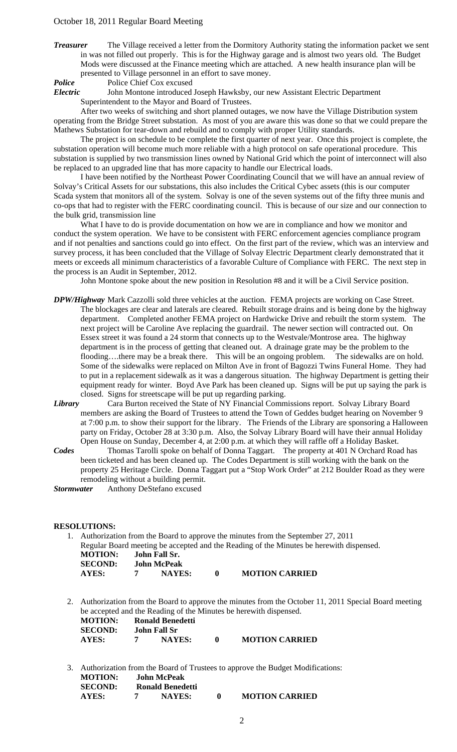October 18, 2011 Regular Board Meeting

***Treasurer*** The Village received a letter from the Dormitory Authority stating the information packet we sent in was not filled out properly. This is for the Highway garage and is almost two years old. The Budget Mods were discussed at the Finance meeting which are attached. A new health insurance plan will be presented to Village personnel in an effort to save money.

***Police*** Police Chief Cox excused

***Electric*** John Montone introduced Joseph Hawksby, our new Assistant Electric Department Superintendent to the Mayor and Board of Trustees.

After two weeks of switching and short planned outages, we now have the Village Distribution system operating from the Bridge Street substation. As most of you are aware this was done so that we could prepare the Mathews Substation for tear-down and rebuild and to comply with proper Utility standards.

The project is on schedule to be complete the first quarter of next year. Once this project is complete, the substation operation will become much more reliable with a high protocol on safe operational procedure. This substation is supplied by two transmission lines owned by National Grid which the point of interconnect will also be replaced to an upgraded line that has more capacity to handle our Electrical loads.

I have been notified by the Northeast Power Coordinating Council that we will have an annual review of Solvay's Critical Assets for our substations, this also includes the Critical Cybec assets (this is our computer Scada system that monitors all of the system. Solvay is one of the seven systems out of the fifty three munis and co-ops that had to register with the FERC coordinating council. This is because of our size and our connection to the bulk grid, transmission line

What I have to do is provide documentation on how we are in compliance and how we monitor and conduct the system operation. We have to be consistent with FERC enforcement agencies compliance program and if not penalties and sanctions could go into effect. On the first part of the review, which was an interview and survey process, it has been concluded that the Village of Solvay Electric Department clearly demonstrated that it meets or exceeds all minimum characteristics of a favorable Culture of Compliance with FERC. The next step in the process is an Audit in September, 2012.

John Montone spoke about the new position in Resolution #8 and it will be a Civil Service position.

***DPW/Highway*** Mark Cazzolli sold three vehicles at the auction. FEMA projects are working on Case Street. The blockages are clear and laterals are cleared. Rebuilt storage drains and is being done by the highway department. Completed another FEMA project on Hardwicke Drive and rebuilt the storm system. The next project will be Caroline Ave replacing the guardrail. The newer section will contracted out. On Essex street it was found a 24 storm that connects up to the Westvale/Montrose area. The highway department is in the process of getting that cleaned out. A drainage grate may be the problem to the flooding….there may be a break there. This will be an ongoing problem. The sidewalks are on hold. Some of the sidewalks were replaced on Milton Ave in front of Bagozzi Twins Funeral Home. They had to put in a replacement sidewalk as it was a dangerous situation. The highway Department is getting their equipment ready for winter. Boyd Ave Park has been cleaned up. Signs will be put up saying the park is closed. Signs for streetscape will be put up regarding parking.

***Library*** Cara Burton received the State of NY Financial Commissions report. Solvay Library Board members are asking the Board of Trustees to attend the Town of Geddes budget hearing on November 9 at 7:00 p.m. to show their support for the library. The Friends of the Library are sponsoring a Halloween party on Friday, October 28 at 3:30 p.m. Also, the Solvay Library Board will have their annual Holiday Open House on Sunday, December 4, at 2:00 p.m. at which they will raffle off a Holiday Basket.

***Codes*** Thomas Tarolli spoke on behalf of Donna Taggart. The property at 401 N Orchard Road has been ticketed and has been cleaned up. The Codes Department is still working with the bank on the property 25 Heritage Circle. Donna Taggart put a "Stop Work Order" at 212 Boulder Road as they were remodeling without a building permit.

***Stormwater*** Anthony DeStefano excused

**RESOLUTIONS:**

1. Authorization from the Board to approve the minutes from the September 27, 2011 Regular Board meeting be accepted and the Reading of the Minutes be herewith dispensed.

   **MOTION: John Fall Sr.**
   **SECOND: John McPeak**
   **AYES: 7 NAYES: 0 MOTION CARRIED**

2. Authorization from the Board to approve the minutes from the October 11, 2011 Special Board meeting be accepted and the Reading of the Minutes be herewith dispensed.

   **MOTION: Ronald Benedetti**
   **SECOND: John Fall Sr**
   **AYES: 7 NAYES: 0 MOTION CARRIED**

3. Authorization from the Board of Trustees to approve the Budget Modifications:

   **MOTION: John McPeak**
   **SECOND: Ronald Benedetti**
   **AYES: 7 NAYES: 0 MOTION CARRIED**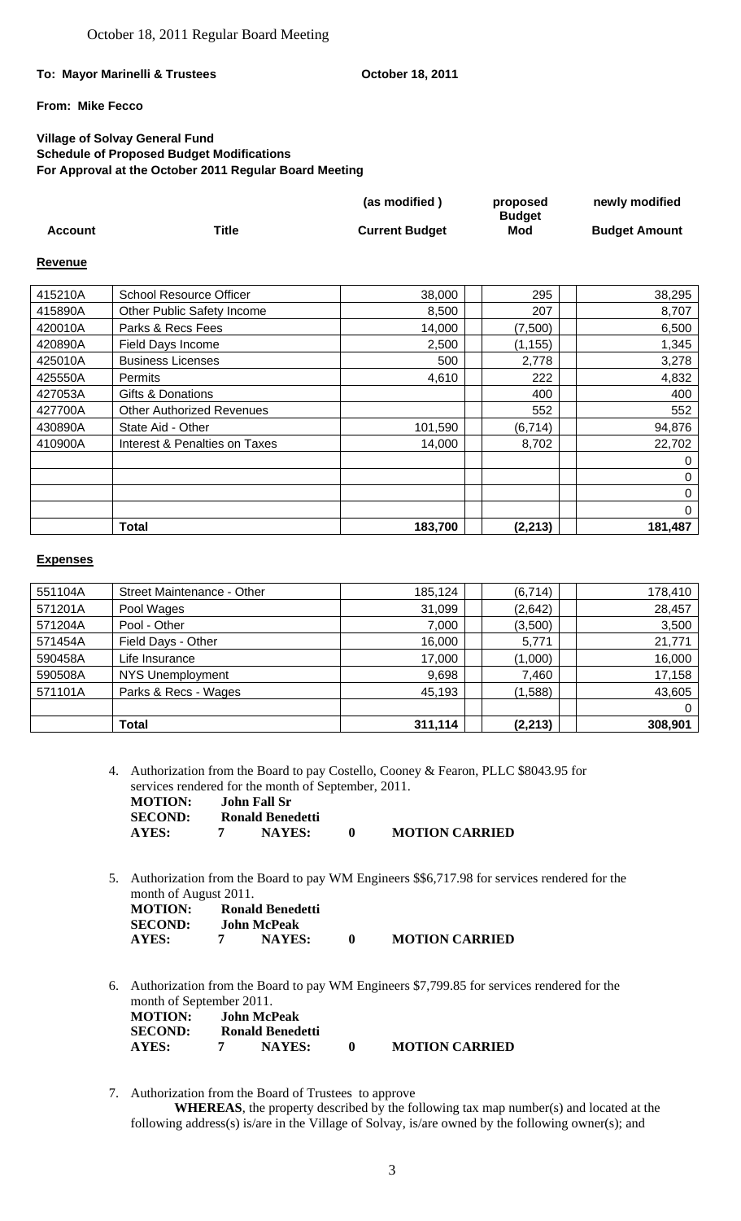**To: Mayor Marinelli & Trustees** **October 18, 2011**

**From: Mike Fecco**

**Village of Solvay General Fund**
**Schedule of Proposed Budget Modifications**
**For Approval at the October 2011 Regular Board Meeting**

**Revenue**

| Account | Title | (as modified ) Current Budget | proposed Budget Mod | newly modified Budget Amount |
|---|---|---|---|---|
| 415210A | School Resource Officer | 38,000 | 295 | 38,295 |
| 415890A | Other Public Safety Income | 8,500 | 207 | 8,707 |
| 420010A | Parks & Recs Fees | 14,000 | (7,500) | 6,500 |
| 420890A | Field Days Income | 2,500 | (1,155) | 1,345 |
| 425010A | Business Licenses | 500 | 2,778 | 3,278 |
| 425550A | Permits | 4,610 | 222 | 4,832 |
| 427053A | Gifts & Donations | | 400 | 400 |
| 427700A | Other Authorized Revenues | | 552 | 552 |
| 430890A | State Aid - Other | 101,590 | (6,714) | 94,876 |
| 410900A | Interest & Penalties on Taxes | 14,000 | 8,702 | 22,702 |
| | | | | 0 |
| | | | | 0 |
| | | | | 0 |
| | | | | 0 |
| | **Total** | **183,700** | **(2,213)** | **181,487** |

**Expenses**

| Account | Title | (as modified ) Current Budget | proposed Budget Mod | newly modified Budget Amount |
|---|---|---|---|---|
| 551104A | Street Maintenance - Other | 185,124 | (6,714) | 178,410 |
| 571201A | Pool Wages | 31,099 | (2,642) | 28,457 |
| 571204A | Pool - Other | 7,000 | (3,500) | 3,500 |
| 571454A | Field Days - Other | 16,000 | 5,771 | 21,771 |
| 590458A | Life Insurance | 17,000 | (1,000) | 16,000 |
| 590508A | NYS Unemployment | 9,698 | 7,460 | 17,158 |
| 571101A | Parks & Recs - Wages | 45,193 | (1,588) | 43,605 |
| | | | | 0 |
| | **Total** | **311,114** | **(2,213)** | **308,901** |

4. Authorization from the Board to pay Costello, Cooney & Fearon, PLLC $8043.95 for services rendered for the month of September, 2011.
   **MOTION:** **John Fall Sr**
   **SECOND:** **Ronald Benedetti**
   **AYES:** **7** **NAYES:** **0** **MOTION CARRIED**

5. Authorization from the Board to pay WM Engineers $$6,717.98 for services rendered for the month of August 2011.
   **MOTION:** **Ronald Benedetti**
   **SECOND:** **John McPeak**
   **AYES:** **7** **NAYES:** **0** **MOTION CARRIED**

6. Authorization from the Board to pay WM Engineers $7,799.85 for services rendered for the month of September 2011.
   **MOTION:** **John McPeak**
   **SECOND:** **Ronald Benedetti**
   **AYES:** **7** **NAYES:** **0** **MOTION CARRIED**

7. Authorization from the Board of Trustees to approve
   **WHEREAS**, the property described by the following tax map number(s) and located at the following address(s) is/are in the Village of Solvay, is/are owned by the following owner(s); and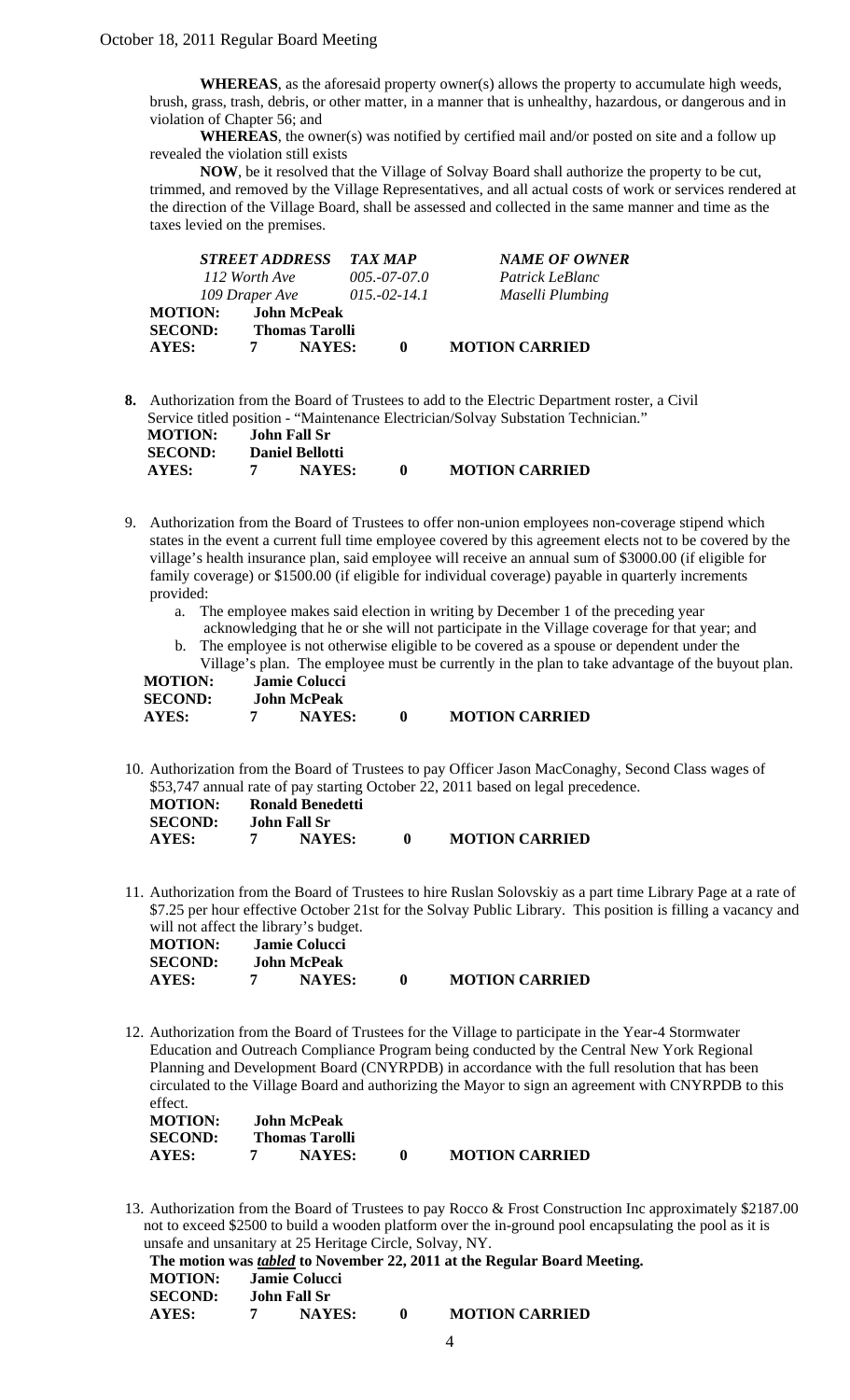**WHEREAS**, as the aforesaid property owner(s) allows the property to accumulate high weeds, brush, grass, trash, debris, or other matter, in a manner that is unhealthy, hazardous, or dangerous and in violation of Chapter 56; and

**WHEREAS**, the owner(s) was notified by certified mail and/or posted on site and a follow up revealed the violation still exists

**NOW**, be it resolved that the Village of Solvay Board shall authorize the property to be cut, trimmed, and removed by the Village Representatives, and all actual costs of work or services rendered at the direction of the Village Board, shall be assessed and collected in the same manner and time as the taxes levied on the premises.

| *STREET ADDRESS* | *TAX MAP* | *NAME OF OWNER* |
|---|---|---|
| *112 Worth Ave* | *005.-07-07.0* | *Patrick LeBlanc* |
| *109 Draper Ave* | *015.-02-14.1* | *Maselli Plumbing* |

**MOTION:** **John McPeak**
**SECOND:** **Thomas Tarolli**
**AYES:** **7** **NAYES:** **0** **MOTION CARRIED**

**8.** Authorization from the Board of Trustees to add to the Electric Department roster, a Civil Service titled position - "Maintenance Electrician/Solvay Substation Technician."

**MOTION:** **John Fall Sr**
**SECOND:** **Daniel Bellotti**
**AYES:** **7** **NAYES:** **0** **MOTION CARRIED**

9. Authorization from the Board of Trustees to offer non-union employees non-coverage stipend which states in the event a current full time employee covered by this agreement elects not to be covered by the village's health insurance plan, said employee will receive an annual sum of $3000.00 (if eligible for family coverage) or $1500.00 (if eligible for individual coverage) payable in quarterly increments provided:
   a. The employee makes said election in writing by December 1 of the preceding year acknowledging that he or she will not participate in the Village coverage for that year; and
   b. The employee is not otherwise eligible to be covered as a spouse or dependent under the Village's plan. The employee must be currently in the plan to take advantage of the buyout plan.

**MOTION:** **Jamie Colucci**
**SECOND:** **John McPeak**
**AYES:** **7** **NAYES:** **0** **MOTION CARRIED**

10. Authorization from the Board of Trustees to pay Officer Jason MacConaghy, Second Class wages of $53,747 annual rate of pay starting October 22, 2011 based on legal precedence.

**MOTION:** **Ronald Benedetti**
**SECOND:** **John Fall Sr**
**AYES:** **7** **NAYES:** **0** **MOTION CARRIED**

11. Authorization from the Board of Trustees to hire Ruslan Solovskiy as a part time Library Page at a rate of $7.25 per hour effective October 21st for the Solvay Public Library. This position is filling a vacancy and will not affect the library's budget.

**MOTION:** **Jamie Colucci**
**SECOND:** **John McPeak**
**AYES:** **7** **NAYES:** **0** **MOTION CARRIED**

12. Authorization from the Board of Trustees for the Village to participate in the Year-4 Stormwater Education and Outreach Compliance Program being conducted by the Central New York Regional Planning and Development Board (CNYRPDB) in accordance with the full resolution that has been circulated to the Village Board and authorizing the Mayor to sign an agreement with CNYRPDB to this effect.

**MOTION:** **John McPeak**
**SECOND:** **Thomas Tarolli**
**AYES:** **7** **NAYES:** **0** **MOTION CARRIED**

13. Authorization from the Board of Trustees to pay Rocco & Frost Construction Inc approximately $2187.00 not to exceed $2500 to build a wooden platform over the in-ground pool encapsulating the pool as it is unsafe and unsanitary at 25 Heritage Circle, Solvay, NY.

**The motion was *tabled* to November 22, 2011 at the Regular Board Meeting.**

**MOTION:** **Jamie Colucci**
**SECOND:** **John Fall Sr**
**AYES:** **7** **NAYES:** **0** **MOTION CARRIED**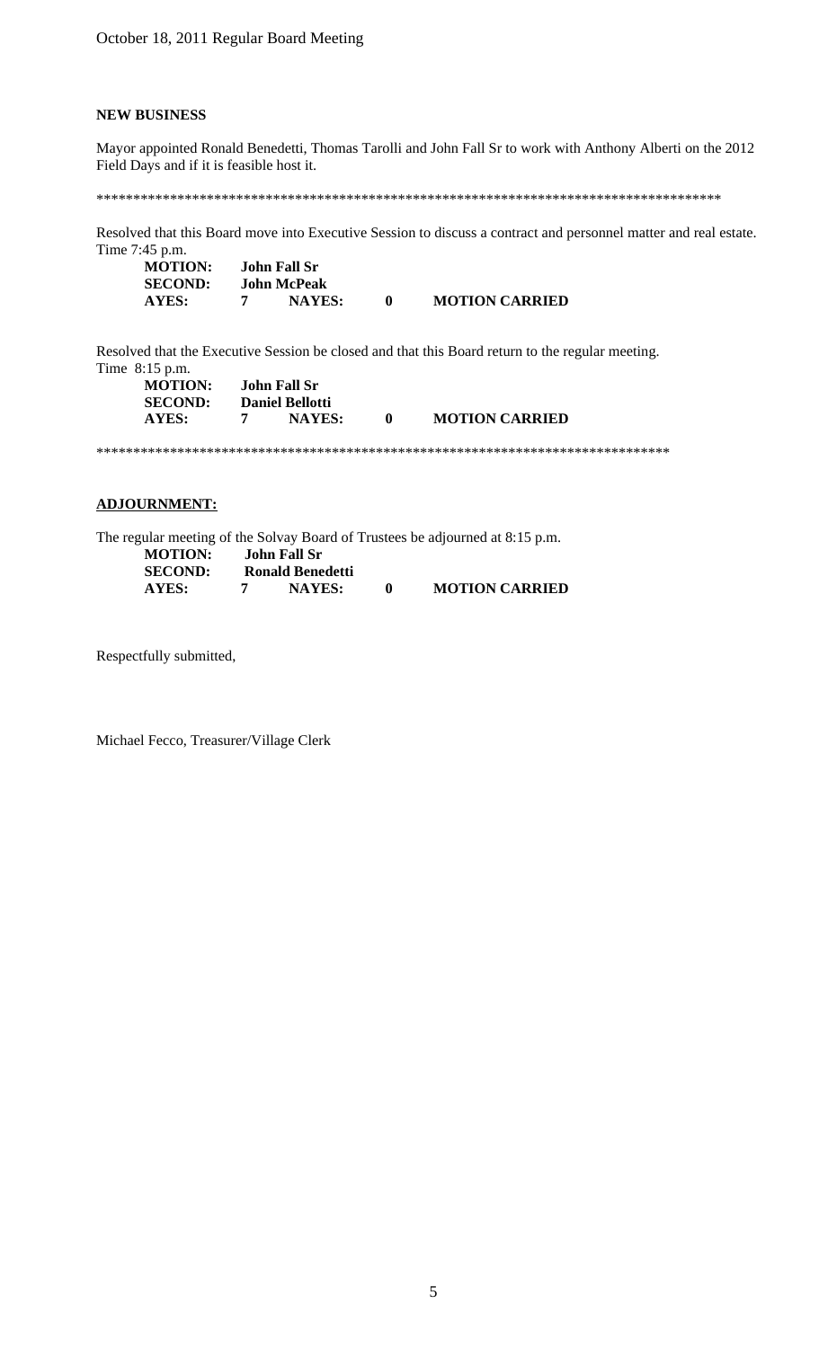**NEW BUSINESS**

Mayor appointed Ronald Benedetti, Thomas Tarolli and John Fall Sr to work with Anthony Alberti on the 2012 Field Days and if it is feasible host it.

*************************************************************************************

Resolved that this Board move into Executive Session to discuss a contract and personnel matter and real estate.
Time 7:45 p.m.

| | | | | |
|---|---|---|---|---|
| **MOTION:** | **John Fall Sr** | | | |
| **SECOND:** | **John McPeak** | | | |
| **AYES:** | **7** | **NAYES:** | **0** | **MOTION CARRIED** |

Resolved that the Executive Session be closed and that this Board return to the regular meeting.
Time 8:15 p.m.

| | | | | |
|---|---|---|---|---|
| **MOTION:** | **John Fall Sr** | | | |
| **SECOND:** | **Daniel Bellotti** | | | |
| **AYES:** | **7** | **NAYES:** | **0** | **MOTION CARRIED** |

*******************************************************************************

**ADJOURNMENT:**

The regular meeting of the Solvay Board of Trustees be adjourned at 8:15 p.m.

| | | | | |
|---|---|---|---|---|
| **MOTION:** | **John Fall Sr** | | | |
| **SECOND:** | **Ronald Benedetti** | | | |
| **AYES:** | **7** | **NAYES:** | **0** | **MOTION CARRIED** |

Respectfully submitted,

Michael Fecco, Treasurer/Village Clerk